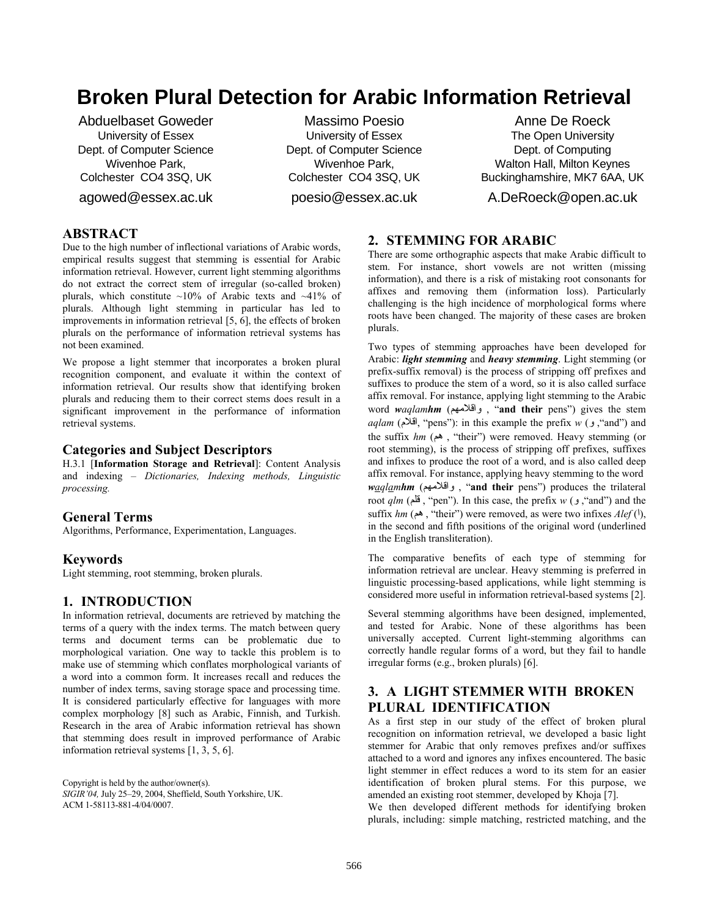# Broken Plural Detection for Arabic Information Retrieval

Abduelbaset Goweder
University of Essex
Dept. of Computer Science
Wivenhoe Park,
Colchester CO4 3SQ, UK
agowed@essex.ac.uk

Massimo Poesio
University of Essex
Dept. of Computer Science
Wivenhoe Park,
Colchester CO4 3SQ, UK
poesio@essex.ac.uk

Anne De Roeck
The Open University
Dept. of Computing
Walton Hall, Milton Keynes
Buckinghamshire, MK7 6AA, UK
A.DeRoeck@open.ac.uk

## ABSTRACT

Due to the high number of inflectional variations of Arabic words, empirical results suggest that stemming is essential for Arabic information retrieval. However, current light stemming algorithms do not extract the correct stem of irregular (so-called broken) plurals, which constitute ~10% of Arabic texts and ~41% of plurals. Although light stemming in particular has led to improvements in information retrieval [5, 6], the effects of broken plurals on the performance of information retrieval systems has not been examined.

We propose a light stemmer that incorporates a broken plural recognition component, and evaluate it within the context of information retrieval. Our results show that identifying broken plurals and reducing them to their correct stems does result in a significant improvement in the performance of information retrieval systems.

### Categories and Subject Descriptors

H.3.1 [**Information Storage and Retrieval**]: Content Analysis and indexing – *Dictionaries, Indexing methods, Linguistic processing.*

### General Terms

Algorithms, Performance, Experimentation, Languages.

### Keywords

Light stemming, root stemming, broken plurals.

## 1. INTRODUCTION

In information retrieval, documents are retrieved by matching the terms of a query with the index terms. The match between query terms and document terms can be problematic due to morphological variation. One way to tackle this problem is to make use of stemming which conflates morphological variants of a word into a common form. It increases recall and reduces the number of index terms, saving storage space and processing time. It is considered particularly effective for languages with more complex morphology [8] such as Arabic, Finnish, and Turkish. Research in the area of Arabic information retrieval has shown that stemming does result in improved performance of Arabic information retrieval systems [1, 3, 5, 6].

Copyright is held by the author/owner(s).
*SIGIR'04,* July 25–29, 2004, Sheffield, South Yorkshire, UK.
ACM 1-58113-881-4/04/0007.

## 2. STEMMING FOR ARABIC

There are some orthographic aspects that make Arabic difficult to stem. For instance, short vowels are not written (missing information), and there is a risk of mistaking root consonants for affixes and removing them (information loss). Particularly challenging is the high incidence of morphological forms where roots have been changed. The majority of these cases are broken plurals.

Two types of stemming approaches have been developed for Arabic: ***light stemming*** and ***heavy stemming***. Light stemming (or prefix-suffix removal) is the process of stripping off prefixes and suffixes to produce the stem of a word, so it is also called surface affix removal. For instance, applying light stemming to the Arabic word ***w****aqlam****hm*** (واقلامهم , "**and their** pens") gives the stem *aqlam* (اقلام, "pens"): in this example the prefix *w* (و ,"and") and the suffix *hm* (هم , "their") were removed. Heavy stemming (or root stemming), is the process of stripping off prefixes, suffixes and infixes to produce the root of a word, and is also called deep affix removal. For instance, applying heavy stemming to the word ***w****a̲ql****a̲****m****hm*** (واقلامهم , "**and their** pens") produces the trilateral root *qlm* (قلم , "pen"). In this case, the prefix *w* (و ,"and") and the suffix *hm* (هم , "their") were removed, as were two infixes *Alef* (ا), in the second and fifth positions of the original word (underlined in the English transliteration).

The comparative benefits of each type of stemming for information retrieval are unclear. Heavy stemming is preferred in linguistic processing-based applications, while light stemming is considered more useful in information retrieval-based systems [2].

Several stemming algorithms have been designed, implemented, and tested for Arabic. None of these algorithms has been universally accepted. Current light-stemming algorithms can correctly handle regular forms of a word, but they fail to handle irregular forms (e.g., broken plurals) [6].

## 3. A LIGHT STEMMER WITH BROKEN PLURAL IDENTIFICATION

As a first step in our study of the effect of broken plural recognition on information retrieval, we developed a basic light stemmer for Arabic that only removes prefixes and/or suffixes attached to a word and ignores any infixes encountered. The basic light stemmer in effect reduces a word to its stem for an easier identification of broken plural stems. For this purpose, we amended an existing root stemmer, developed by Khoja [7].

We then developed different methods for identifying broken plurals, including: simple matching, restricted matching, and the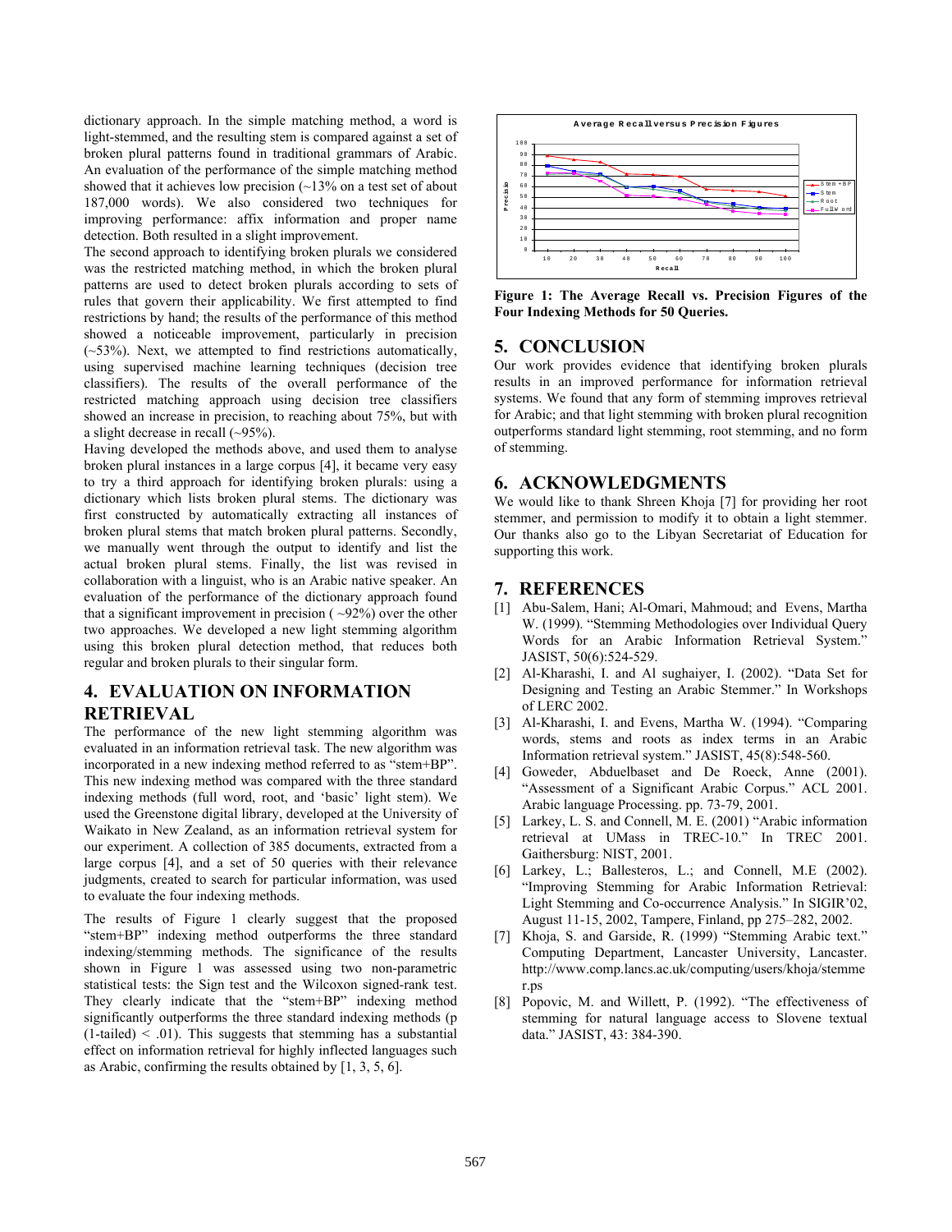dictionary approach. In the simple matching method, a word is light-stemmed, and the resulting stem is compared against a set of broken plural patterns found in traditional grammars of Arabic. An evaluation of the performance of the simple matching method showed that it achieves low precision (~13% on a test set of about 187,000 words). We also considered two techniques for improving performance: affix information and proper name detection. Both resulted in a slight improvement.

The second approach to identifying broken plurals we considered was the restricted matching method, in which the broken plural patterns are used to detect broken plurals according to sets of rules that govern their applicability. We first attempted to find restrictions by hand; the results of the performance of this method showed a noticeable improvement, particularly in precision (~53%). Next, we attempted to find restrictions automatically, using supervised machine learning techniques (decision tree classifiers). The results of the overall performance of the restricted matching approach using decision tree classifiers showed an increase in precision, to reaching about 75%, but with a slight decrease in recall (~95%).

Having developed the methods above, and used them to analyse broken plural instances in a large corpus [4], it became very easy to try a third approach for identifying broken plurals: using a dictionary which lists broken plural stems. The dictionary was first constructed by automatically extracting all instances of broken plural stems that match broken plural patterns. Secondly, we manually went through the output to identify and list the actual broken plural stems. Finally, the list was revised in collaboration with a linguist, who is an Arabic native speaker. An evaluation of the performance of the dictionary approach found that a significant improvement in precision ( ~92%) over the other two approaches. We developed a new light stemming algorithm using this broken plural detection method, that reduces both regular and broken plurals to their singular form.

## 4. EVALUATION ON INFORMATION RETRIEVAL

The performance of the new light stemming algorithm was evaluated in an information retrieval task. The new algorithm was incorporated in a new indexing method referred to as "stem+BP". This new indexing method was compared with the three standard indexing methods (full word, root, and 'basic' light stem). We used the Greenstone digital library, developed at the University of Waikato in New Zealand, as an information retrieval system for our experiment. A collection of 385 documents, extracted from a large corpus [4], and a set of 50 queries with their relevance judgments, created to search for particular information, was used to evaluate the four indexing methods.

The results of Figure 1 clearly suggest that the proposed "stem+BP" indexing method outperforms the three standard indexing/stemming methods. The significance of the results shown in Figure 1 was assessed using two non-parametric statistical tests: the Sign test and the Wilcoxon signed-rank test. They clearly indicate that the "stem+BP" indexing method significantly outperforms the three standard indexing methods (p (1-tailed) < .01). This suggests that stemming has a substantial effect on information retrieval for highly inflected languages such as Arabic, confirming the results obtained by [1, 3, 5, 6].

Average Recall versus Precision Figures

Precision

100
90
80
70
60
50
40
30
20
10
0

10 20 30 40 50 60 70 80 90 100

Recall

Stem+BP
Stem
Root
FullWord

**Figure 1: The Average Recall vs. Precision Figures of the Four Indexing Methods for 50 Queries.**

## 5. CONCLUSION

Our work provides evidence that identifying broken plurals results in an improved performance for information retrieval systems. We found that any form of stemming improves retrieval for Arabic; and that light stemming with broken plural recognition outperforms standard light stemming, root stemming, and no form of stemming.

## 6. ACKNOWLEDGMENTS

We would like to thank Shreen Khoja [7] for providing her root stemmer, and permission to modify it to obtain a light stemmer. Our thanks also go to the Libyan Secretariat of Education for supporting this work.

## 7. REFERENCES

[1] Abu-Salem, Hani; Al-Omari, Mahmoud; and Evens, Martha W. (1999). "Stemming Methodologies over Individual Query Words for an Arabic Information Retrieval System." JASIST, 50(6):524-529.

[2] Al-Kharashi, I. and Al sughaiyer, I. (2002). "Data Set for Designing and Testing an Arabic Stemmer." In Workshops of LERC 2002.

[3] Al-Kharashi, I. and Evens, Martha W. (1994). "Comparing words, stems and roots as index terms in an Arabic Information retrieval system." JASIST, 45(8):548-560.

[4] Goweder, Abduelbaset and De Roeck, Anne (2001). "Assessment of a Significant Arabic Corpus." ACL 2001. Arabic language Processing. pp. 73-79, 2001.

[5] Larkey, L. S. and Connell, M. E. (2001) "Arabic information retrieval at UMass in TREC-10." In TREC 2001. Gaithersburg: NIST, 2001.

[6] Larkey, L.; Ballesteros, L.; and Connell, M.E (2002). "Improving Stemming for Arabic Information Retrieval: Light Stemming and Co-occurrence Analysis." In SIGIR'02, August 11-15, 2002, Tampere, Finland, pp 275–282, 2002.

[7] Khoja, S. and Garside, R. (1999) "Stemming Arabic text." Computing Department, Lancaster University, Lancaster. http://www.comp.lancs.ac.uk/computing/users/khoja/stemmer.ps

[8] Popovic, M. and Willett, P. (1992). "The effectiveness of stemming for natural language access to Slovene textual data." JASIST, 43: 384-390.